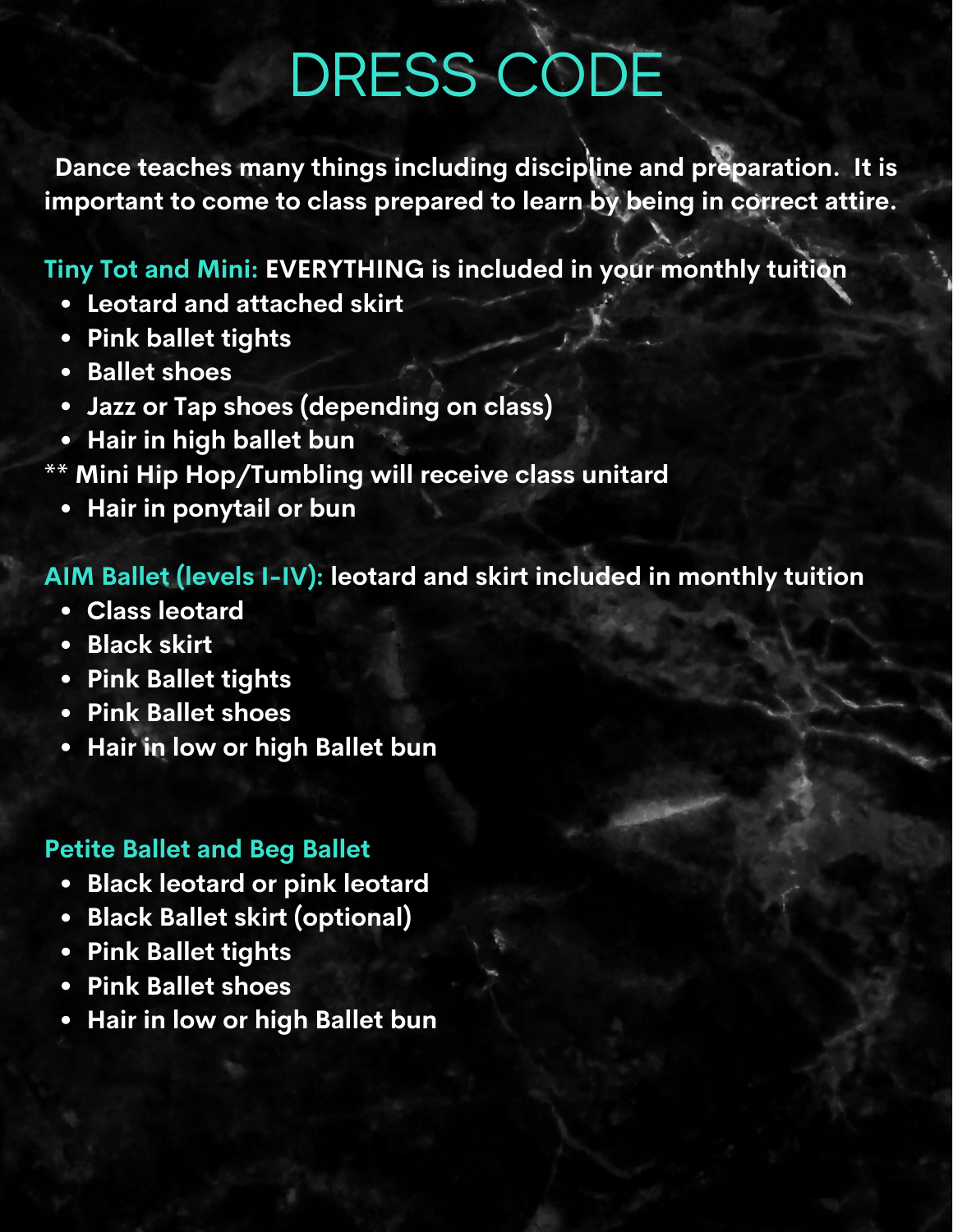# DRESS CODE

**Dance teaches many things including discipline and preparation. It is important to come to class prepared to learn by being in correct attire.**

**Tiny Tot and Mini: EVERYTHING is included in your monthly tuition**

- **Leotard and attached skirt**
- **Pink ballet tights**
- **Ballet shoes**
- **Jazz or Tap shoes (depending on class)**
- **Hair in high ballet bun**

** **Mini Hip Hop/Tumbling will receive class unitard**

- **Hair in ponytail or bun**

**AIM Ballet (levels I-IV): leotard and skirt included in monthly tuition**

- **Class leotard**
- **Black skirt**
- **Pink Ballet tights**
- **Pink Ballet shoes**
- **Hair in low or high Ballet bun**

**Petite Ballet and Beg Ballet**

- **Black leotard or pink leotard**
- **Black Ballet skirt (optional)**
- **Pink Ballet tights**
- **Pink Ballet shoes**
- **Hair in low or high Ballet bun**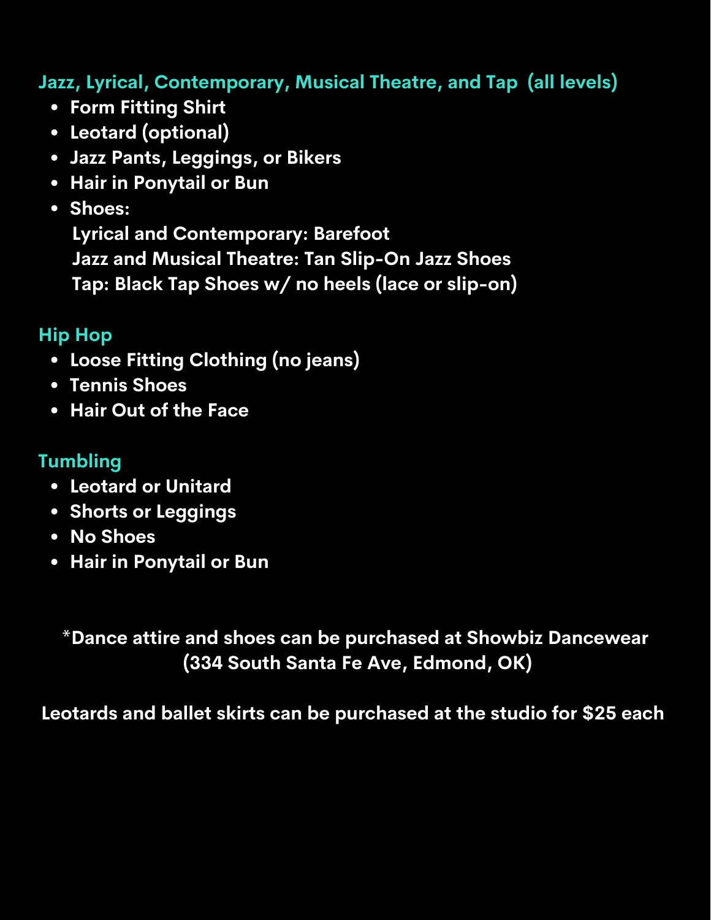## Jazz, Lyrical, Contemporary, Musical Theatre, and Tap (all levels)

- **Form Fitting Shirt**
- **Leotard (optional)**
- **Jazz Pants, Leggings, or Bikers**
- **Hair in Ponytail or Bun**
- **Shoes:**
  **Lyrical and Contemporary: Barefoot**
  **Jazz and Musical Theatre: Tan Slip-On Jazz Shoes**
  **Tap: Black Tap Shoes w/ no heels (lace or slip-on)**

## Hip Hop

- **Loose Fitting Clothing (no jeans)**
- **Tennis Shoes**
- **Hair Out of the Face**

## Tumbling

- **Leotard or Unitard**
- **Shorts or Leggings**
- **No Shoes**
- **Hair in Ponytail or Bun**

**\*Dance attire and shoes can be purchased at Showbiz Dancewear (334 South Santa Fe Ave, Edmond, OK)**

**Leotards and ballet skirts can be purchased at the studio for $25 each**